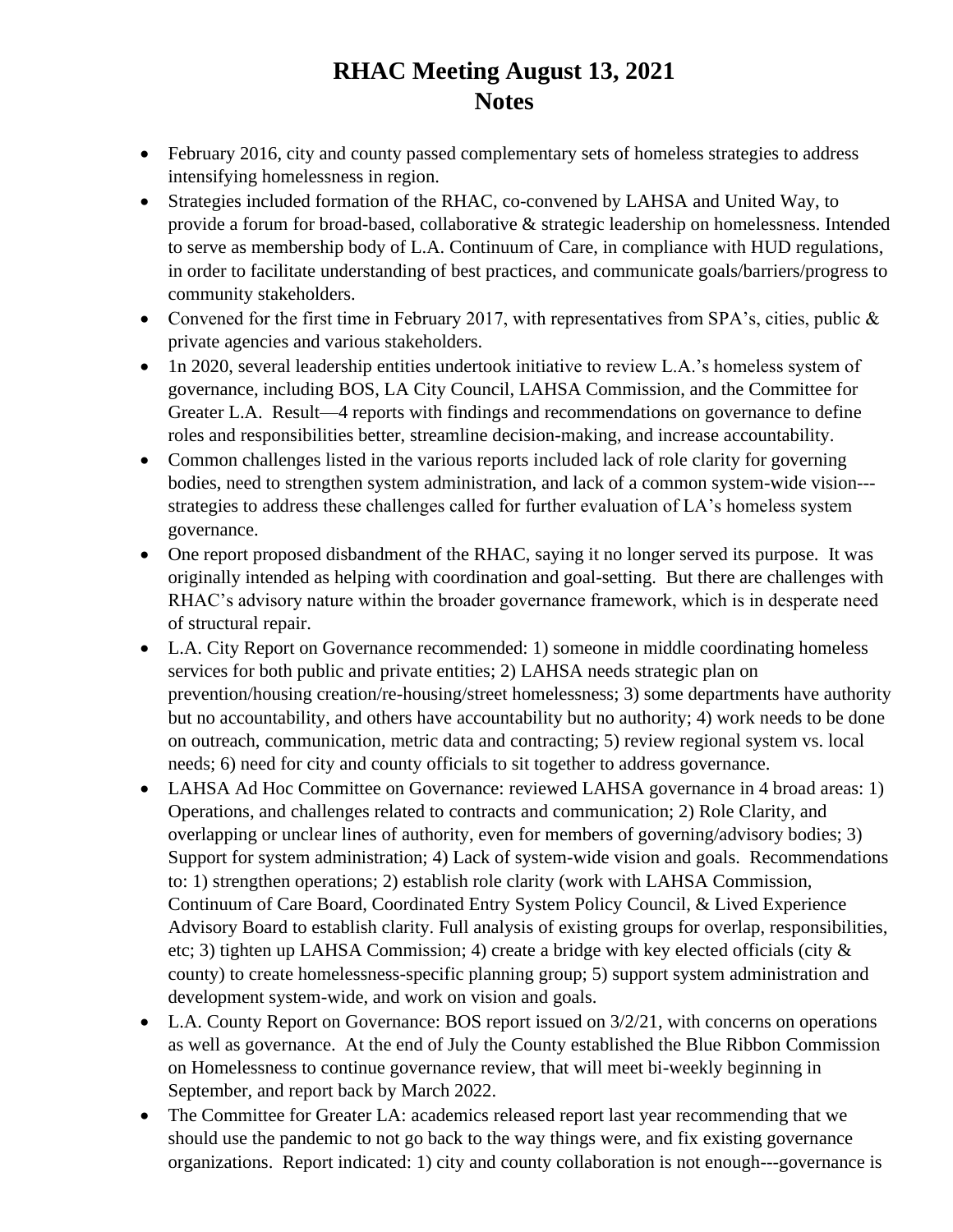# RHAC Meeting August 13, 2021
# Notes

- February 2016, city and county passed complementary sets of homeless strategies to address intensifying homelessness in region.
- Strategies included formation of the RHAC, co-convened by LAHSA and United Way, to provide a forum for broad-based, collaborative & strategic leadership on homelessness. Intended to serve as membership body of L.A. Continuum of Care, in compliance with HUD regulations, in order to facilitate understanding of best practices, and communicate goals/barriers/progress to community stakeholders.
- Convened for the first time in February 2017, with representatives from SPA's, cities, public & private agencies and various stakeholders.
- 1n 2020, several leadership entities undertook initiative to review L.A.'s homeless system of governance, including BOS, LA City Council, LAHSA Commission, and the Committee for Greater L.A. Result—4 reports with findings and recommendations on governance to define roles and responsibilities better, streamline decision-making, and increase accountability.
- Common challenges listed in the various reports included lack of role clarity for governing bodies, need to strengthen system administration, and lack of a common system-wide vision---strategies to address these challenges called for further evaluation of LA's homeless system governance.
- One report proposed disbandment of the RHAC, saying it no longer served its purpose. It was originally intended as helping with coordination and goal-setting. But there are challenges with RHAC's advisory nature within the broader governance framework, which is in desperate need of structural repair.
- L.A. City Report on Governance recommended: 1) someone in middle coordinating homeless services for both public and private entities; 2) LAHSA needs strategic plan on prevention/housing creation/re-housing/street homelessness; 3) some departments have authority but no accountability, and others have accountability but no authority; 4) work needs to be done on outreach, communication, metric data and contracting; 5) review regional system vs. local needs; 6) need for city and county officials to sit together to address governance.
- LAHSA Ad Hoc Committee on Governance: reviewed LAHSA governance in 4 broad areas: 1) Operations, and challenges related to contracts and communication; 2) Role Clarity, and overlapping or unclear lines of authority, even for members of governing/advisory bodies; 3) Support for system administration; 4) Lack of system-wide vision and goals. Recommendations to: 1) strengthen operations; 2) establish role clarity (work with LAHSA Commission, Continuum of Care Board, Coordinated Entry System Policy Council, & Lived Experience Advisory Board to establish clarity. Full analysis of existing groups for overlap, responsibilities, etc; 3) tighten up LAHSA Commission; 4) create a bridge with key elected officials (city & county) to create homelessness-specific planning group; 5) support system administration and development system-wide, and work on vision and goals.
- L.A. County Report on Governance: BOS report issued on 3/2/21, with concerns on operations as well as governance. At the end of July the County established the Blue Ribbon Commission on Homelessness to continue governance review, that will meet bi-weekly beginning in September, and report back by March 2022.
- The Committee for Greater LA: academics released report last year recommending that we should use the pandemic to not go back to the way things were, and fix existing governance organizations. Report indicated: 1) city and county collaboration is not enough---governance is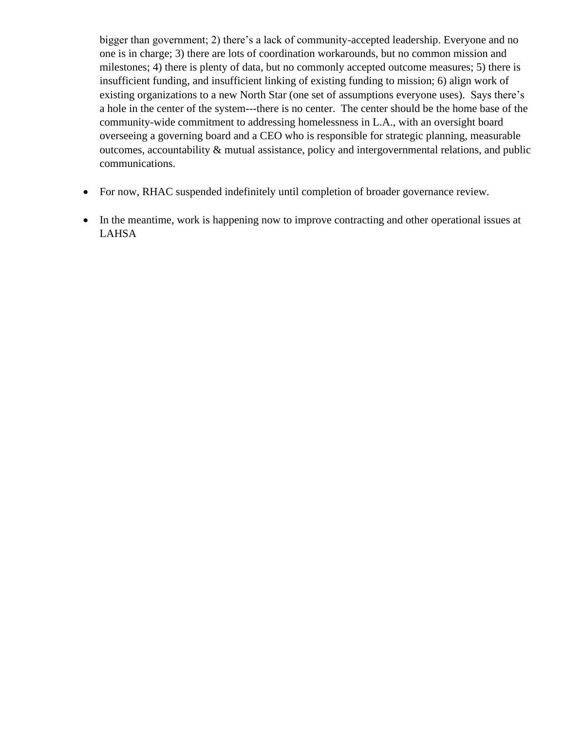bigger than government; 2) there's a lack of community-accepted leadership. Everyone and no one is in charge; 3) there are lots of coordination workarounds, but no common mission and milestones; 4) there is plenty of data, but no commonly accepted outcome measures; 5) there is insufficient funding, and insufficient linking of existing funding to mission; 6) align work of existing organizations to a new North Star (one set of assumptions everyone uses). Says there's a hole in the center of the system---there is no center. The center should be the home base of the community-wide commitment to addressing homelessness in L.A., with an oversight board overseeing a governing board and a CEO who is responsible for strategic planning, measurable outcomes, accountability & mutual assistance, policy and intergovernmental relations, and public communications.

- For now, RHAC suspended indefinitely until completion of broader governance review.

- In the meantime, work is happening now to improve contracting and other operational issues at LAHSA